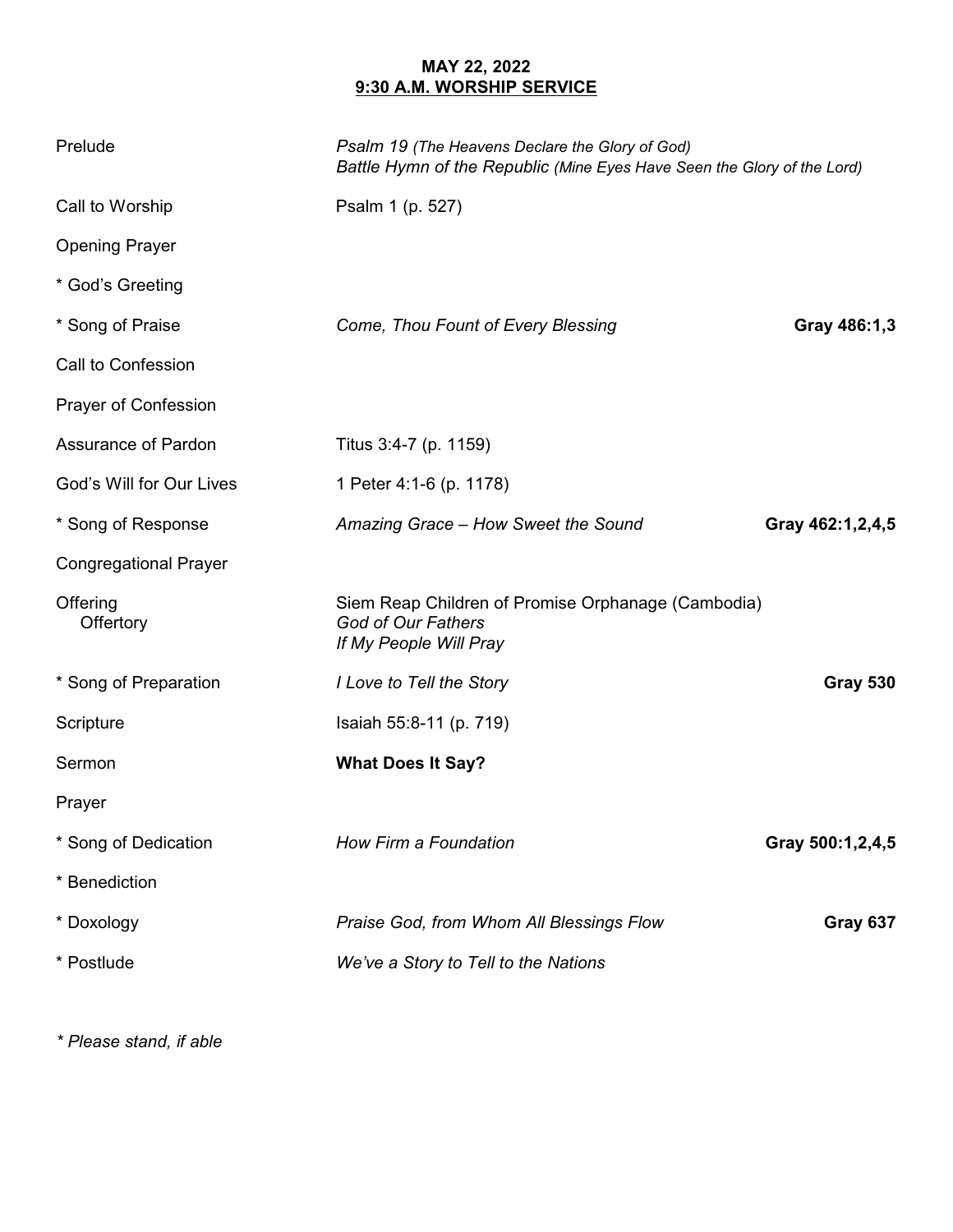**MAY 22, 2022**
**9:30 A.M. WORSHIP SERVICE**

| | | |
|---|---|---|
| Prelude | *Psalm 19 (The Heavens Declare the Glory of God)*<br>*Battle Hymn of the Republic (Mine Eyes Have Seen the Glory of the Lord)* | |
| Call to Worship | Psalm 1 (p. 527) | |
| Opening Prayer | | |
| * God's Greeting | | |
| * Song of Praise | *Come, Thou Fount of Every Blessing* | **Gray 486:1,3** |
| Call to Confession | | |
| Prayer of Confession | | |
| Assurance of Pardon | Titus 3:4-7 (p. 1159) | |
| God's Will for Our Lives | 1 Peter 4:1-6 (p. 1178) | |
| * Song of Response | *Amazing Grace – How Sweet the Sound* | **Gray 462:1,2,4,5** |
| Congregational Prayer | | |
| Offering<br>Offertory | Siem Reap Children of Promise Orphanage (Cambodia)<br>*God of Our Fathers*<br>*If My People Will Pray* | |
| * Song of Preparation | *I Love to Tell the Story* | **Gray 530** |
| Scripture | Isaiah 55:8-11 (p. 719) | |
| Sermon | **What Does It Say?** | |
| Prayer | | |
| * Song of Dedication | *How Firm a Foundation* | **Gray 500:1,2,4,5** |
| * Benediction | | |
| * Doxology | *Praise God, from Whom All Blessings Flow* | **Gray 637** |
| * Postlude | *We've a Story to Tell to the Nations* | |

*\* Please stand, if able*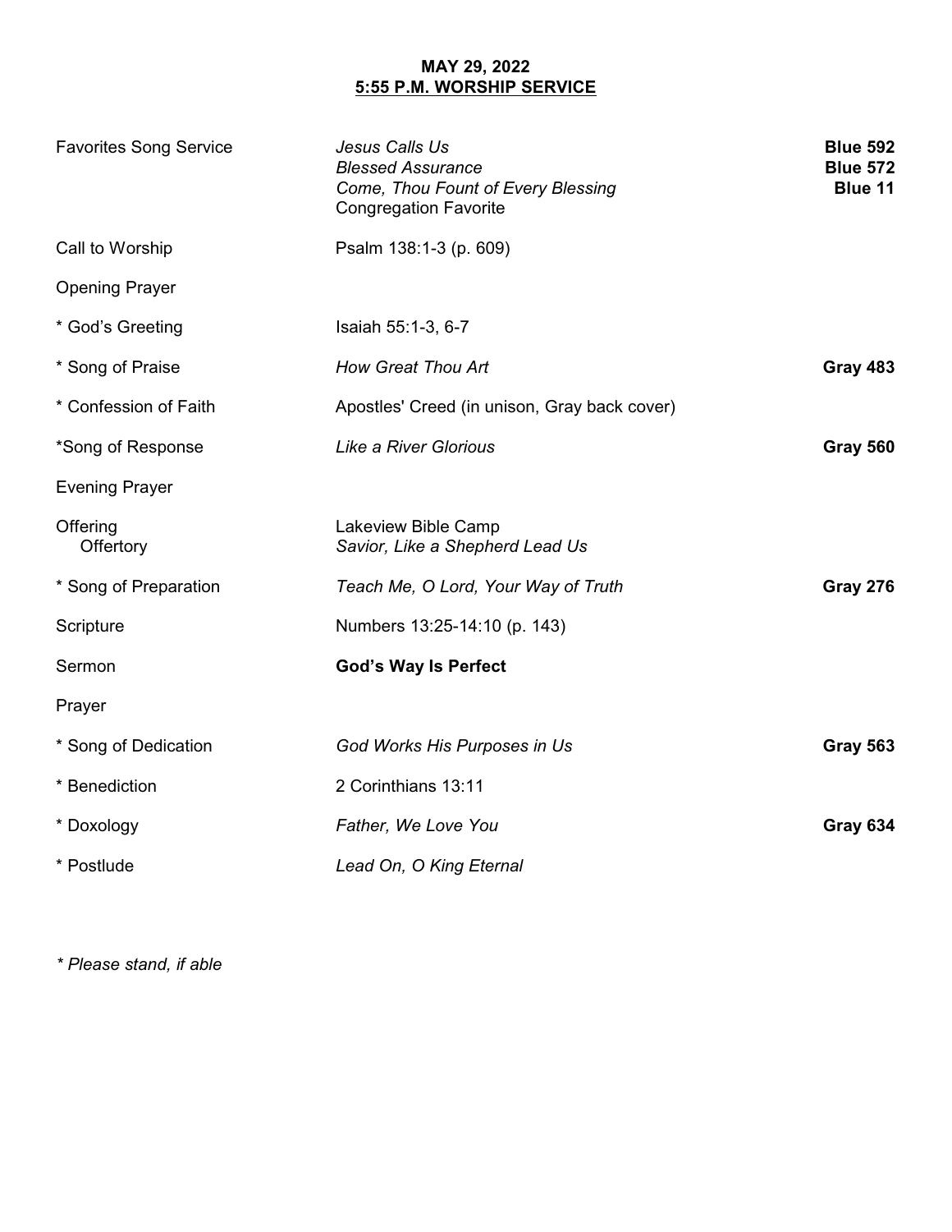**MAY 29, 2022**
**5:55 P.M. WORSHIP SERVICE**

| | | |
|---|---|---|
| Favorites Song Service | *Jesus Calls Us*<br>*Blessed Assurance*<br>*Come, Thou Fount of Every Blessing*<br>Congregation Favorite | **Blue 592**<br>**Blue 572**<br>**Blue 11** |
| Call to Worship | Psalm 138:1-3 (p. 609) | |
| Opening Prayer | | |
| * God's Greeting | Isaiah 55:1-3, 6-7 | |
| * Song of Praise | *How Great Thou Art* | **Gray 483** |
| * Confession of Faith | Apostles' Creed (in unison, Gray back cover) | |
| *Song of Response | *Like a River Glorious* | **Gray 560** |
| Evening Prayer | | |
| Offering<br>Offertory | Lakeview Bible Camp<br>*Savior, Like a Shepherd Lead Us* | |
| * Song of Preparation | *Teach Me, O Lord, Your Way of Truth* | **Gray 276** |
| Scripture | Numbers 13:25-14:10 (p. 143) | |
| Sermon | **God's Way Is Perfect** | |
| Prayer | | |
| * Song of Dedication | *God Works His Purposes in Us* | **Gray 563** |
| * Benediction | 2 Corinthians 13:11 | |
| * Doxology | *Father, We Love You* | **Gray 634** |
| * Postlude | *Lead On, O King Eternal* | |

*\* Please stand, if able*